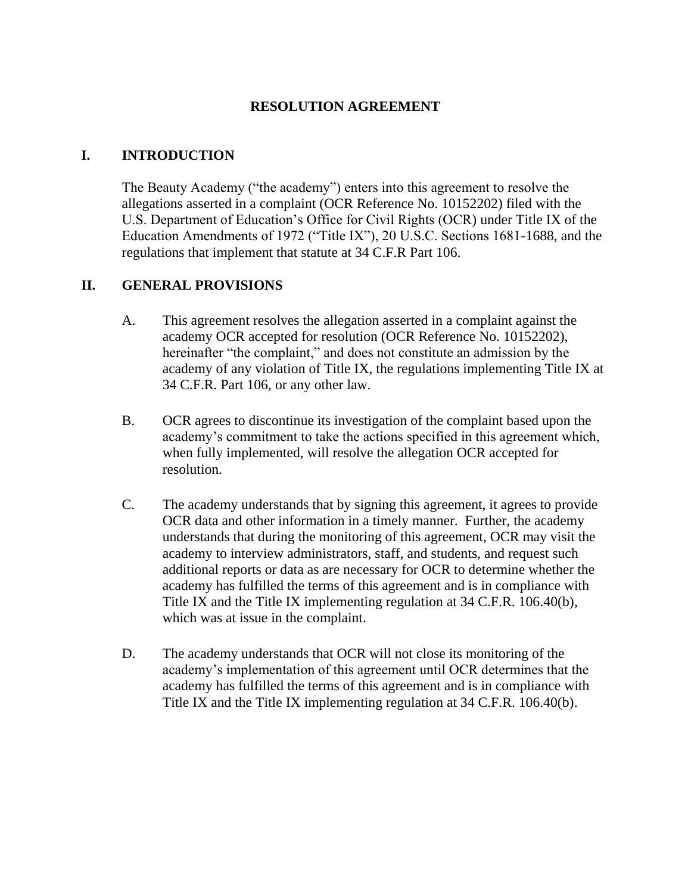# RESOLUTION AGREEMENT

## I. INTRODUCTION

The Beauty Academy ("the academy") enters into this agreement to resolve the allegations asserted in a complaint (OCR Reference No. 10152202) filed with the U.S. Department of Education's Office for Civil Rights (OCR) under Title IX of the Education Amendments of 1972 ("Title IX"), 20 U.S.C. Sections 1681-1688, and the regulations that implement that statute at 34 C.F.R Part 106.

## II. GENERAL PROVISIONS

A. This agreement resolves the allegation asserted in a complaint against the academy OCR accepted for resolution (OCR Reference No. 10152202), hereinafter "the complaint," and does not constitute an admission by the academy of any violation of Title IX, the regulations implementing Title IX at 34 C.F.R. Part 106, or any other law.

B. OCR agrees to discontinue its investigation of the complaint based upon the academy's commitment to take the actions specified in this agreement which, when fully implemented, will resolve the allegation OCR accepted for resolution.

C. The academy understands that by signing this agreement, it agrees to provide OCR data and other information in a timely manner. Further, the academy understands that during the monitoring of this agreement, OCR may visit the academy to interview administrators, staff, and students, and request such additional reports or data as are necessary for OCR to determine whether the academy has fulfilled the terms of this agreement and is in compliance with Title IX and the Title IX implementing regulation at 34 C.F.R. 106.40(b), which was at issue in the complaint.

D. The academy understands that OCR will not close its monitoring of the academy's implementation of this agreement until OCR determines that the academy has fulfilled the terms of this agreement and is in compliance with Title IX and the Title IX implementing regulation at 34 C.F.R. 106.40(b).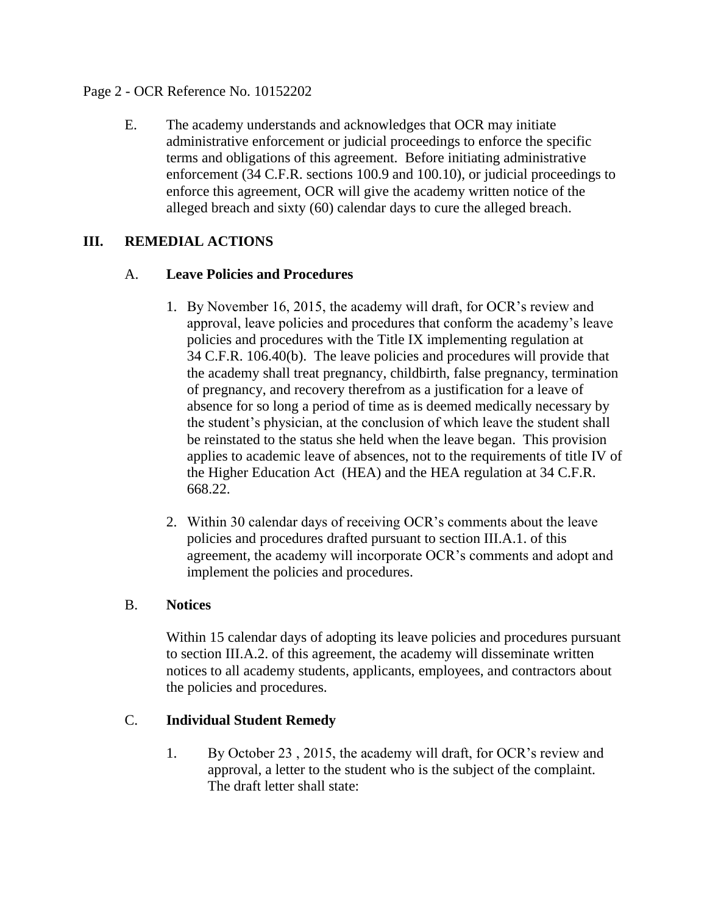E. The academy understands and acknowledges that OCR may initiate administrative enforcement or judicial proceedings to enforce the specific terms and obligations of this agreement. Before initiating administrative enforcement (34 C.F.R. sections 100.9 and 100.10), or judicial proceedings to enforce this agreement, OCR will give the academy written notice of the alleged breach and sixty (60) calendar days to cure the alleged breach.

## III. REMEDIAL ACTIONS

### A. Leave Policies and Procedures

1. By November 16, 2015, the academy will draft, for OCR's review and approval, leave policies and procedures that conform the academy's leave policies and procedures with the Title IX implementing regulation at 34 C.F.R. 106.40(b). The leave policies and procedures will provide that the academy shall treat pregnancy, childbirth, false pregnancy, termination of pregnancy, and recovery therefrom as a justification for a leave of absence for so long a period of time as is deemed medically necessary by the student's physician, at the conclusion of which leave the student shall be reinstated to the status she held when the leave began. This provision applies to academic leave of absences, not to the requirements of title IV of the Higher Education Act (HEA) and the HEA regulation at 34 C.F.R. 668.22.

2. Within 30 calendar days of receiving OCR's comments about the leave policies and procedures drafted pursuant to section III.A.1. of this agreement, the academy will incorporate OCR's comments and adopt and implement the policies and procedures.

### B. Notices

Within 15 calendar days of adopting its leave policies and procedures pursuant to section III.A.2. of this agreement, the academy will disseminate written notices to all academy students, applicants, employees, and contractors about the policies and procedures.

### C. Individual Student Remedy

1. By October 23 , 2015, the academy will draft, for OCR's review and approval, a letter to the student who is the subject of the complaint. The draft letter shall state: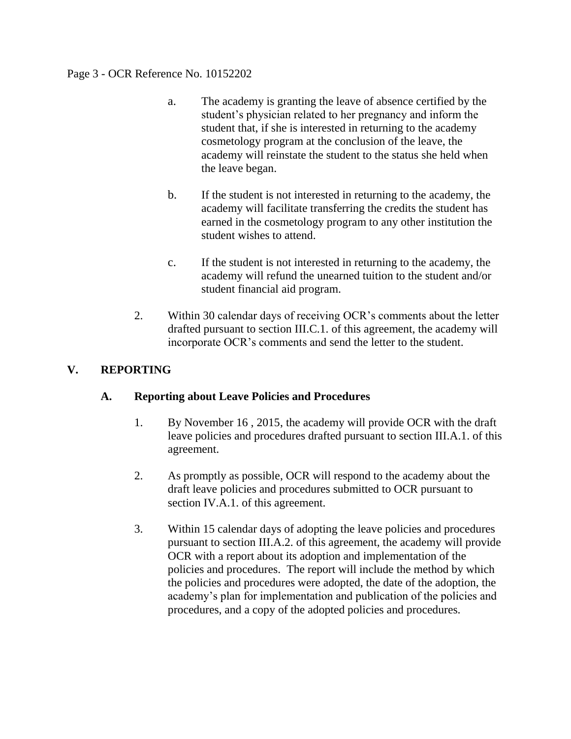a. The academy is granting the leave of absence certified by the student's physician related to her pregnancy and inform the student that, if she is interested in returning to the academy cosmetology program at the conclusion of the leave, the academy will reinstate the student to the status she held when the leave began.

b. If the student is not interested in returning to the academy, the academy will facilitate transferring the credits the student has earned in the cosmetology program to any other institution the student wishes to attend.

c. If the student is not interested in returning to the academy, the academy will refund the unearned tuition to the student and/or student financial aid program.

2. Within 30 calendar days of receiving OCR's comments about the letter drafted pursuant to section III.C.1. of this agreement, the academy will incorporate OCR's comments and send the letter to the student.

## V. REPORTING

### A. Reporting about Leave Policies and Procedures

1. By November 16 , 2015, the academy will provide OCR with the draft leave policies and procedures drafted pursuant to section III.A.1. of this agreement.

2. As promptly as possible, OCR will respond to the academy about the draft leave policies and procedures submitted to OCR pursuant to section IV.A.1. of this agreement.

3. Within 15 calendar days of adopting the leave policies and procedures pursuant to section III.A.2. of this agreement, the academy will provide OCR with a report about its adoption and implementation of the policies and procedures. The report will include the method by which the policies and procedures were adopted, the date of the adoption, the academy's plan for implementation and publication of the policies and procedures, and a copy of the adopted policies and procedures.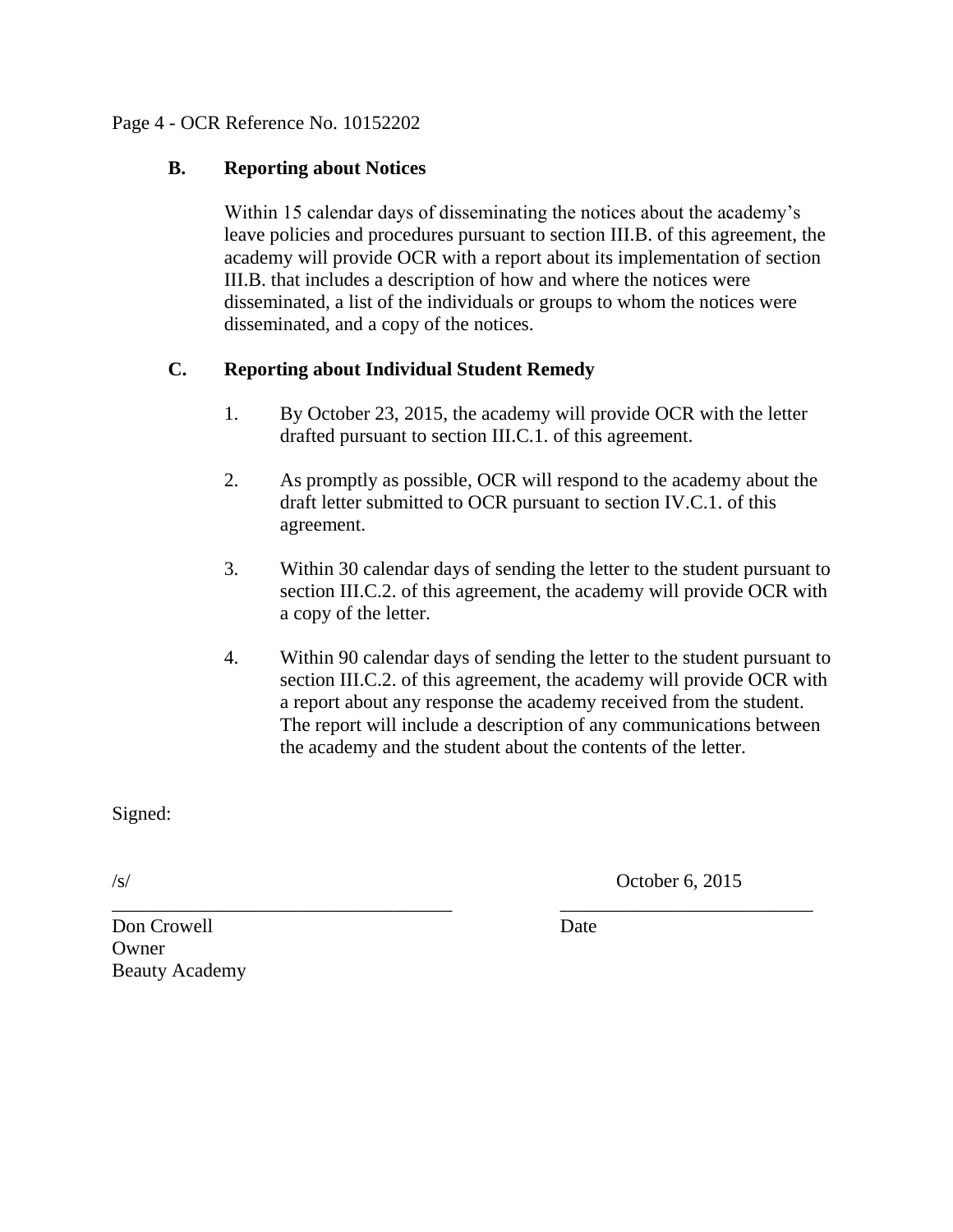### B. Reporting about Notices

Within 15 calendar days of disseminating the notices about the academy's leave policies and procedures pursuant to section III.B. of this agreement, the academy will provide OCR with a report about its implementation of section III.B. that includes a description of how and where the notices were disseminated, a list of the individuals or groups to whom the notices were disseminated, and a copy of the notices.

### C. Reporting about Individual Student Remedy

1. By October 23, 2015, the academy will provide OCR with the letter drafted pursuant to section III.C.1. of this agreement.

2. As promptly as possible, OCR will respond to the academy about the draft letter submitted to OCR pursuant to section IV.C.1. of this agreement.

3. Within 30 calendar days of sending the letter to the student pursuant to section III.C.2. of this agreement, the academy will provide OCR with a copy of the letter.

4. Within 90 calendar days of sending the letter to the student pursuant to section III.C.2. of this agreement, the academy will provide OCR with a report about any response the academy received from the student. The report will include a description of any communications between the academy and the student about the contents of the letter.

Signed:

/s/ October 6, 2015

\_\_\_\_\_\_\_\_\_\_\_\_\_\_\_\_\_\_\_\_\_\_\_\_\_\_\_\_\_\_\_\_\_\_\_\_ \_\_\_\_\_\_\_\_\_\_\_\_\_\_\_\_\_\_\_\_\_\_\_\_\_\_\_

Don Crowell Date
Owner
Beauty Academy